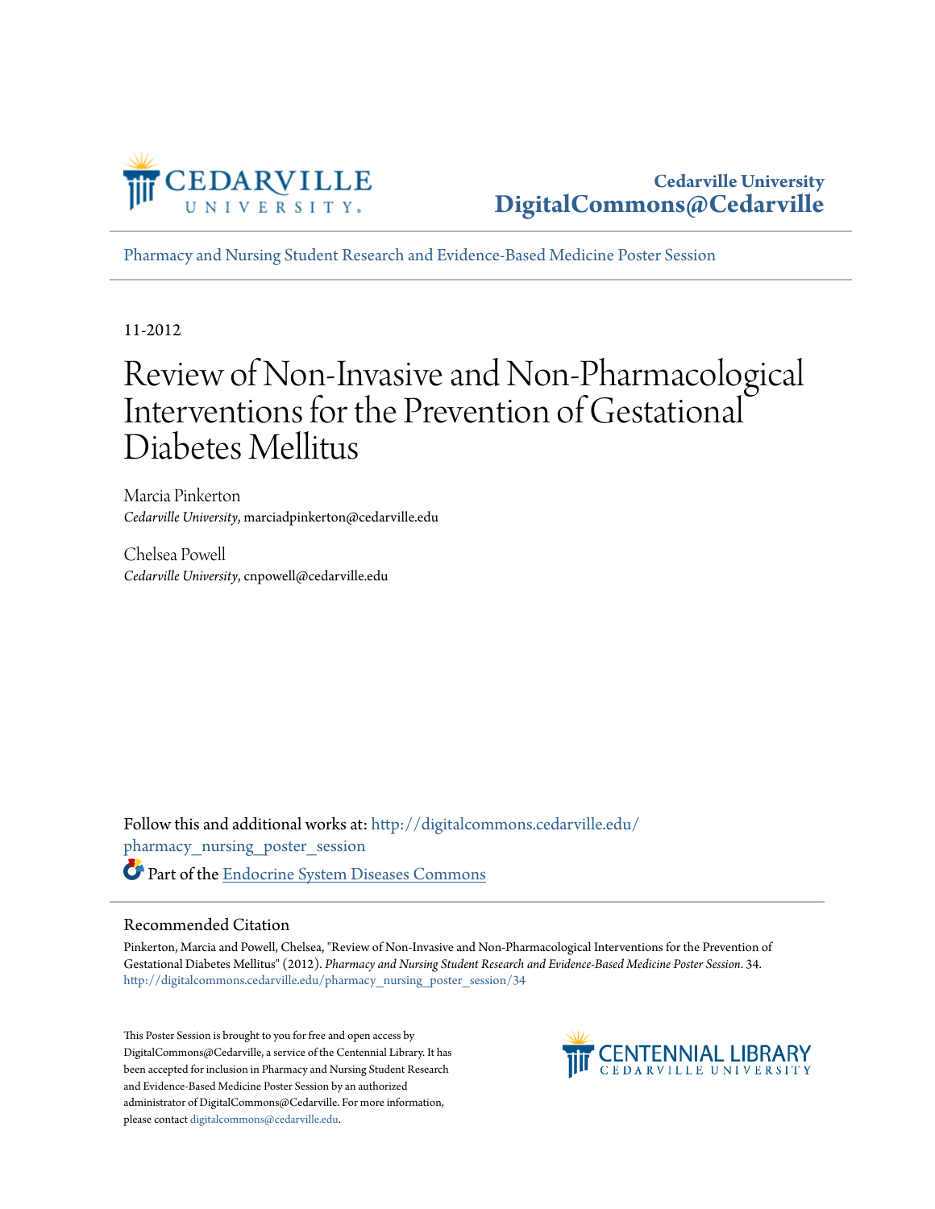Cedarville University
DigitalCommons@Cedarville

Pharmacy and Nursing Student Research and Evidence-Based Medicine Poster Session

11-2012

# Review of Non-Invasive and Non-Pharmacological Interventions for the Prevention of Gestational Diabetes Mellitus

Marcia Pinkerton
*Cedarville University*, marciadpinkerton@cedarville.edu

Chelsea Powell
*Cedarville University*, cnpowell@cedarville.edu

Follow this and additional works at: http://digitalcommons.cedarville.edu/pharmacy_nursing_poster_session

Part of the Endocrine System Diseases Commons

## Recommended Citation

Pinkerton, Marcia and Powell, Chelsea, "Review of Non-Invasive and Non-Pharmacological Interventions for the Prevention of Gestational Diabetes Mellitus" (2012). *Pharmacy and Nursing Student Research and Evidence-Based Medicine Poster Session*. 34.
http://digitalcommons.cedarville.edu/pharmacy_nursing_poster_session/34

This Poster Session is brought to you for free and open access by DigitalCommons@Cedarville, a service of the Centennial Library. It has been accepted for inclusion in Pharmacy and Nursing Student Research and Evidence-Based Medicine Poster Session by an authorized administrator of DigitalCommons@Cedarville. For more information, please contact digitalcommons@cedarville.edu.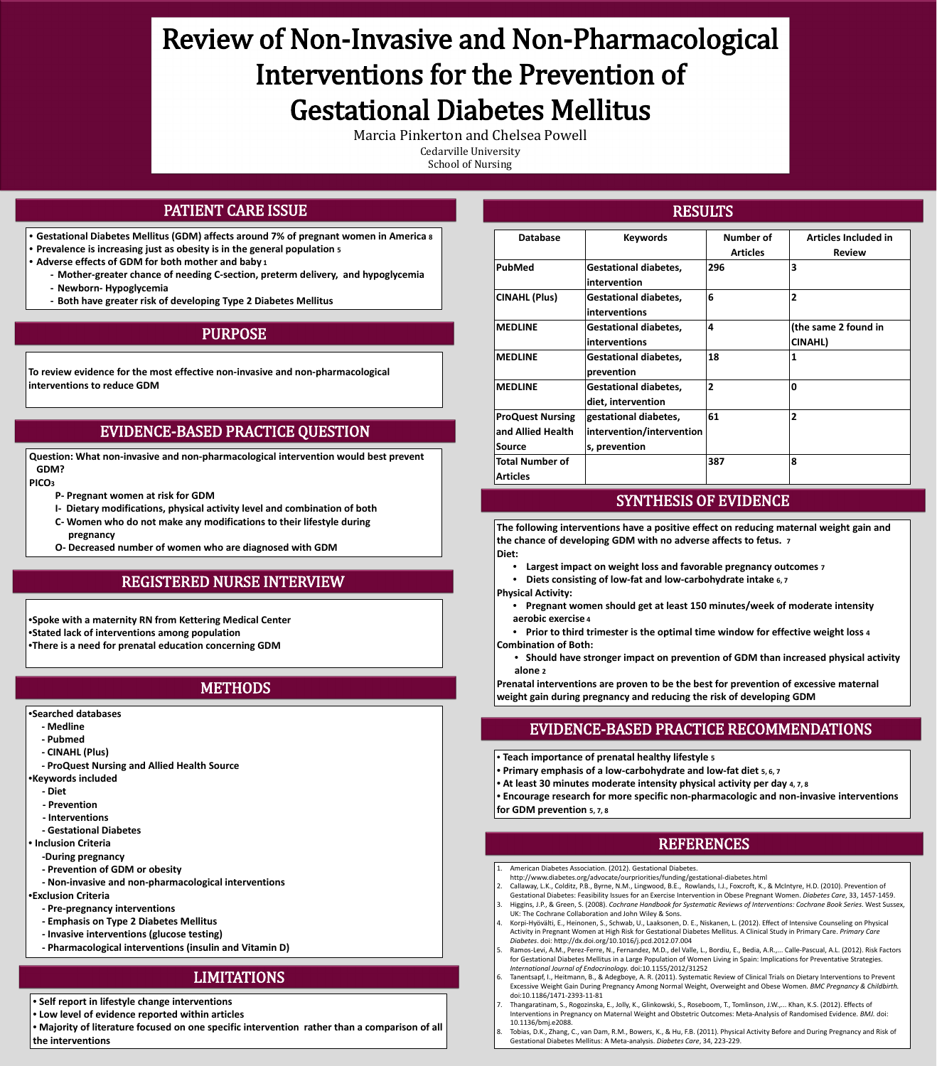# Review of Non-Invasive and Non-Pharmacological Interventions for the Prevention of Gestational Diabetes Mellitus

Marcia Pinkerton and Chelsea Powell

Cedarville University

School of Nursing

## PATIENT CARE ISSUE

- Gestational Diabetes Mellitus (GDM) affects around 7% of pregnant women in America [8]
- Prevalence is increasing just as obesity is in the general population [5]
- Adverse effects of GDM for both mother and baby [1]
  - Mother-greater chance of needing C-section, preterm delivery, and hypoglycemia
  - Newborn- Hypoglycemia
  - Both have greater risk of developing Type 2 Diabetes Mellitus

## PURPOSE

To review evidence for the most effective non-invasive and non-pharmacological interventions to reduce GDM

## EVIDENCE-BASED PRACTICE QUESTION

Question: What non-invasive and non-pharmacological intervention would best prevent GDM?

PICO[3]

- P- Pregnant women at risk for GDM
- I- Dietary modifications, physical activity level and combination of both
- C- Women who do not make any modifications to their lifestyle during pregnancy
- O- Decreased number of women who are diagnosed with GDM

## REGISTERED NURSE INTERVIEW

- Spoke with a maternity RN from Kettering Medical Center
- Stated lack of interventions among population
- There is a need for prenatal education concerning GDM

## METHODS

- Searched databases
  - Medline
  - Pubmed
  - CINAHL (Plus)
  - ProQuest Nursing and Allied Health Source
- Keywords included
  - Diet
  - Prevention
  - Interventions
  - Gestational Diabetes
- Inclusion Criteria
  - During pregnancy
  - Prevention of GDM or obesity
  - Non-invasive and non-pharmacological interventions
- Exclusion Criteria
  - Pre-pregnancy interventions
  - Emphasis on Type 2 Diabetes Mellitus
  - Invasive interventions (glucose testing)
  - Pharmacological interventions (insulin and Vitamin D)

## LIMITATIONS

- Self report in lifestyle change interventions
- Low level of evidence reported within articles
- Majority of literature focused on one specific intervention rather than a comparison of all the interventions

## RESULTS

| Database | Keywords | Number of Articles | Articles Included in Review |
|---|---|---|---|
| PubMed | Gestational diabetes, intervention | 296 | 3 |
| CINAHL (Plus) | Gestational diabetes, interventions | 6 | 2 |
| MEDLINE | Gestational diabetes, interventions | 4 | (the same 2 found in CINAHL) |
| MEDLINE | Gestational diabetes, prevention | 18 | 1 |
| MEDLINE | Gestational diabetes, diet, intervention | 2 | 0 |
| ProQuest Nursing and Allied Health Source | gestational diabetes, intervention/interventions, prevention | 61 | 2 |
| Total Number of Articles | | 387 | 8 |

## SYNTHESIS OF EVIDENCE

The following interventions have a positive effect on reducing maternal weight gain and the chance of developing GDM with no adverse affects to fetus. [7]

**Diet:**

- Largest impact on weight loss and favorable pregnancy outcomes [7]
- Diets consisting of low-fat and low-carbohydrate intake [6, 7]

**Physical Activity:**

- Pregnant women should get at least 150 minutes/week of moderate intensity aerobic exercise [4]
- Prior to third trimester is the optimal time window for effective weight loss [4]

**Combination of Both:**

- Should have stronger impact on prevention of GDM than increased physical activity alone [2]

Prenatal interventions are proven to be the best for prevention of excessive maternal weight gain during pregnancy and reducing the risk of developing GDM

## EVIDENCE-BASED PRACTICE RECOMMENDATIONS

- Teach importance of prenatal healthy lifestyle [5]
- Primary emphasis of a low-carbohydrate and low-fat diet [5, 6, 7]
- At least 30 minutes moderate intensity physical activity per day [4, 7, 8]
- Encourage research for more specific non-pharmacologic and non-invasive interventions for GDM prevention [5, 7, 8]

## REFERENCES

1. American Diabetes Association. (2012). Gestational Diabetes. http://www.diabetes.org/advocate/ourpriorities/funding/gestational-diabetes.html
2. Callaway, L.K., Colditz, P.B., Byrne, N.M., Lingwood, B.E., Rowlands, I.J., Foxcroft, K., & McIntyre, H.D. (2010). Prevention of Gestational Diabetes: Feasibility Issues for an Exercise Intervention in Obese Pregnant Women. *Diabetes Care*, 33, 1457-1459.
3. Higgins, J.P., & Green, S. (2008). *Cochrane Handbook for Systematic Reviews of Interventions: Cochrane Book Series*. West Sussex, UK: The Cochrane Collaboration and John Wiley & Sons.
4. Korpi-Hyövälti, E., Heinonen, S., Schwab, U., Laaksonen, D. E., Niskanen, L. (2012). Effect of Intensive Counseling on Physical Activity in Pregnant Women at High Risk for Gestational Diabetes Mellitus. A Clinical Study in Primary Care. *Primary Care Diabetes*. doi: http://dx.doi.org/10.1016/j.pcd.2012.07.004
5. Ramos-Levi, A.M., Perez-Ferre, N., Fernandez, M.D., del Valle, L., Bordiu, E., Bedia, A.R.,... Calle-Pascual, A.L. (2012). Risk Factors for Gestational Diabetes Mellitus in a Large Population of Women Living in Spain: Implications for Preventative Strategies. *International Journal of Endocrinology*. doi:10.1155/2012/31252
6. Tanentsapf, I., Heitmann, B., & Adegboye, A. R. (2011). Systematic Review of Clinical Trials on Dietary Interventions to Prevent Excessive Weight Gain During Pregnancy Among Normal Weight, Overweight and Obese Women. *BMC Pregnancy & Childbirth*. doi:10.1186/1471-2393-11-81
7. Thangaratinam, S., Rogozinska, E., Jolly, K., Glinkowski, S., Roseboom, T., Tomlinson, J.W.,... Khan, K.S. (2012). Effects of Interventions in Pregnancy on Maternal Weight and Obstetric Outcomes: Meta-Analysis of Randomised Evidence. *BMJ*. doi: 10.1136/bmj.e2088.
8. Tobias, D.K., Zhang, C., van Dam, R.M., Bowers, K., & Hu, F.B. (2011). Physical Activity Before and During Pregnancy and Risk of Gestational Diabetes Mellitus: A Meta-analysis. *Diabetes Care*, 34, 223-229.